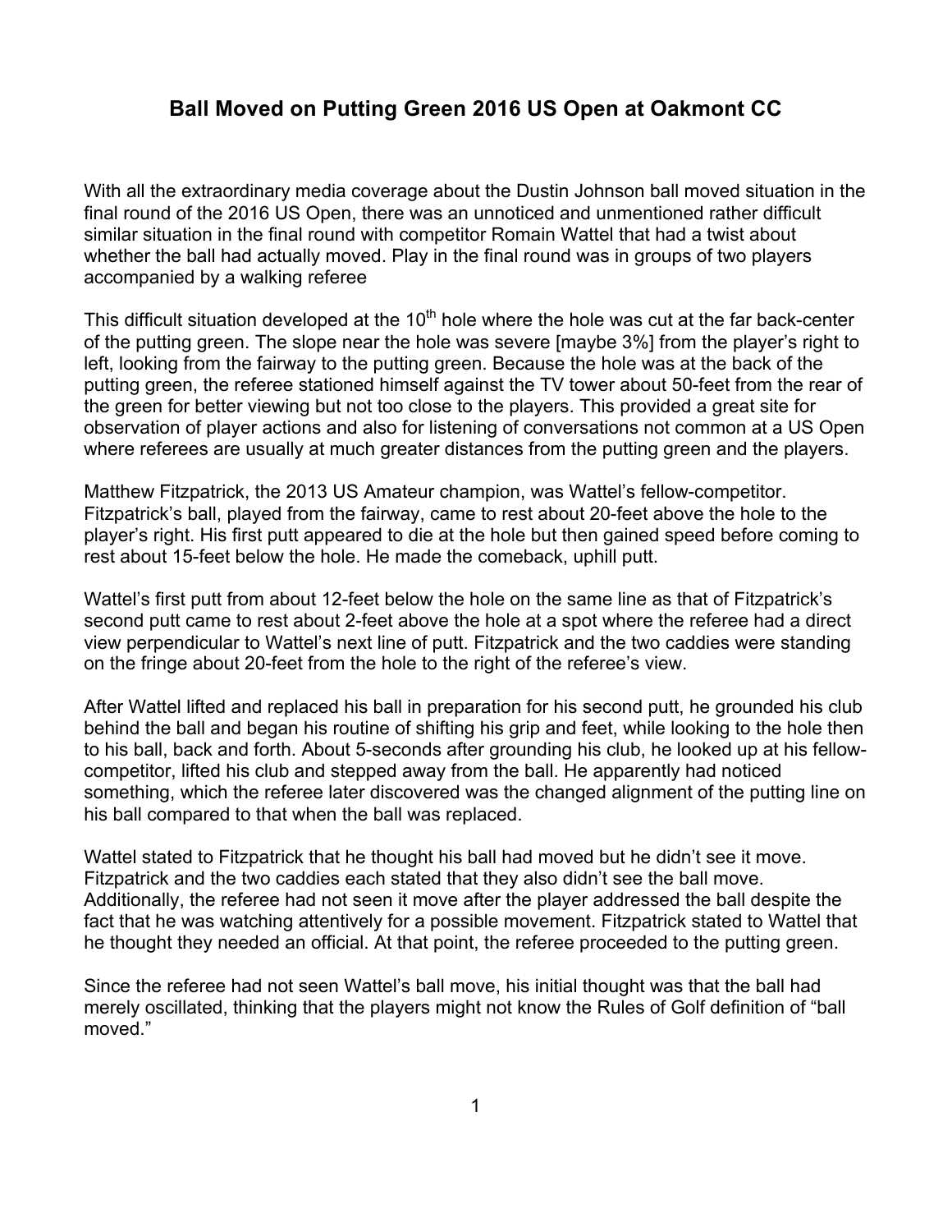# Ball Moved on Putting Green 2016 US Open at Oakmont CC

With all the extraordinary media coverage about the Dustin Johnson ball moved situation in the final round of the 2016 US Open, there was an unnoticed and unmentioned rather difficult similar situation in the final round with competitor Romain Wattel that had a twist about whether the ball had actually moved. Play in the final round was in groups of two players accompanied by a walking referee

This difficult situation developed at the 10th hole where the hole was cut at the far back-center of the putting green. The slope near the hole was severe [maybe 3%] from the player's right to left, looking from the fairway to the putting green. Because the hole was at the back of the putting green, the referee stationed himself against the TV tower about 50-feet from the rear of the green for better viewing but not too close to the players. This provided a great site for observation of player actions and also for listening of conversations not common at a US Open where referees are usually at much greater distances from the putting green and the players.

Matthew Fitzpatrick, the 2013 US Amateur champion, was Wattel's fellow-competitor. Fitzpatrick's ball, played from the fairway, came to rest about 20-feet above the hole to the player's right. His first putt appeared to die at the hole but then gained speed before coming to rest about 15-feet below the hole. He made the comeback, uphill putt.

Wattel's first putt from about 12-feet below the hole on the same line as that of Fitzpatrick's second putt came to rest about 2-feet above the hole at a spot where the referee had a direct view perpendicular to Wattel's next line of putt. Fitzpatrick and the two caddies were standing on the fringe about 20-feet from the hole to the right of the referee's view.

After Wattel lifted and replaced his ball in preparation for his second putt, he grounded his club behind the ball and began his routine of shifting his grip and feet, while looking to the hole then to his ball, back and forth. About 5-seconds after grounding his club, he looked up at his fellow-competitor, lifted his club and stepped away from the ball. He apparently had noticed something, which the referee later discovered was the changed alignment of the putting line on his ball compared to that when the ball was replaced.

Wattel stated to Fitzpatrick that he thought his ball had moved but he didn't see it move. Fitzpatrick and the two caddies each stated that they also didn't see the ball move. Additionally, the referee had not seen it move after the player addressed the ball despite the fact that he was watching attentively for a possible movement. Fitzpatrick stated to Wattel that he thought they needed an official. At that point, the referee proceeded to the putting green.

Since the referee had not seen Wattel's ball move, his initial thought was that the ball had merely oscillated, thinking that the players might not know the Rules of Golf definition of "ball moved."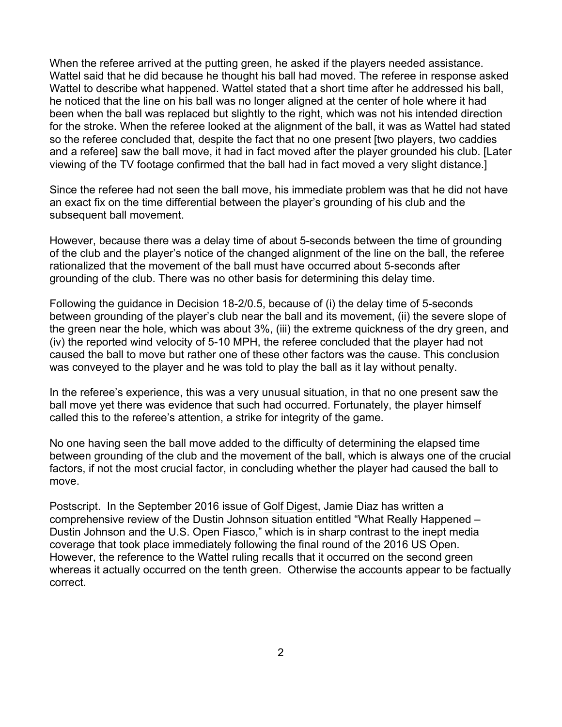When the referee arrived at the putting green, he asked if the players needed assistance. Wattel said that he did because he thought his ball had moved. The referee in response asked Wattel to describe what happened. Wattel stated that a short time after he addressed his ball, he noticed that the line on his ball was no longer aligned at the center of hole where it had been when the ball was replaced but slightly to the right, which was not his intended direction for the stroke. When the referee looked at the alignment of the ball, it was as Wattel had stated so the referee concluded that, despite the fact that no one present [two players, two caddies and a referee] saw the ball move, it had in fact moved after the player grounded his club. [Later viewing of the TV footage confirmed that the ball had in fact moved a very slight distance.]

Since the referee had not seen the ball move, his immediate problem was that he did not have an exact fix on the time differential between the player's grounding of his club and the subsequent ball movement.

However, because there was a delay time of about 5-seconds between the time of grounding of the club and the player's notice of the changed alignment of the line on the ball, the referee rationalized that the movement of the ball must have occurred about 5-seconds after grounding of the club. There was no other basis for determining this delay time.

Following the guidance in Decision 18-2/0.5, because of (i) the delay time of 5-seconds between grounding of the player's club near the ball and its movement, (ii) the severe slope of the green near the hole, which was about 3%, (iii) the extreme quickness of the dry green, and (iv) the reported wind velocity of 5-10 MPH, the referee concluded that the player had not caused the ball to move but rather one of these other factors was the cause. This conclusion was conveyed to the player and he was told to play the ball as it lay without penalty.

In the referee's experience, this was a very unusual situation, in that no one present saw the ball move yet there was evidence that such had occurred. Fortunately, the player himself called this to the referee's attention, a strike for integrity of the game.

No one having seen the ball move added to the difficulty of determining the elapsed time between grounding of the club and the movement of the ball, which is always one of the crucial factors, if not the most crucial factor, in concluding whether the player had caused the ball to move.

Postscript. In the September 2016 issue of Golf Digest, Jamie Diaz has written a comprehensive review of the Dustin Johnson situation entitled "What Really Happened – Dustin Johnson and the U.S. Open Fiasco," which is in sharp contrast to the inept media coverage that took place immediately following the final round of the 2016 US Open. However, the reference to the Wattel ruling recalls that it occurred on the second green whereas it actually occurred on the tenth green. Otherwise the accounts appear to be factually correct.